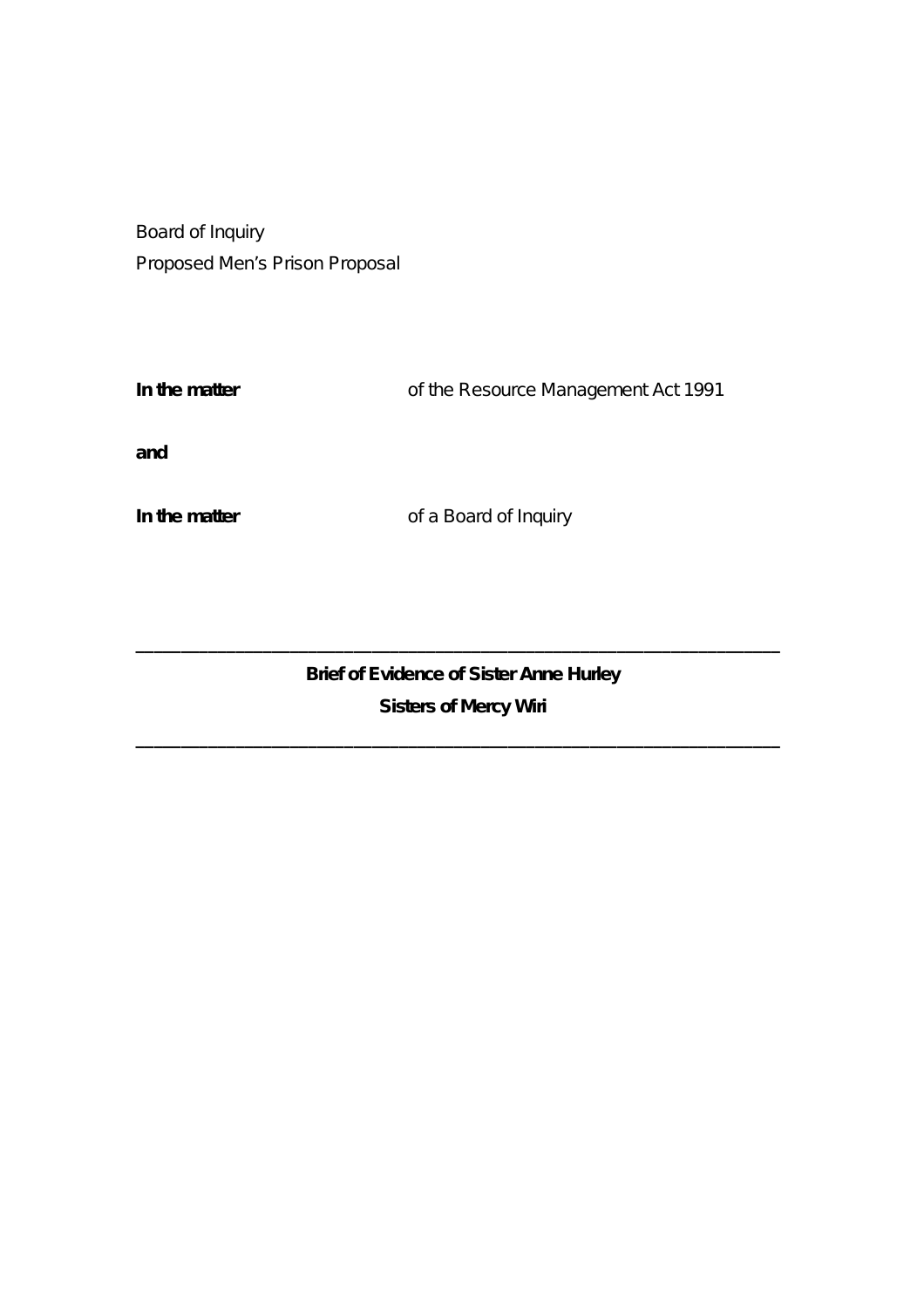Board of Inquiry

Proposed Men's Prison Proposal

| | |
|---|---|
| **In the matter** | of the Resource Management Act 1991 |
| **and** | |
| **In the matter** | of a Board of Inquiry |

---

**Brief of Evidence of Sister Anne Hurley**

**Sisters of Mercy Wiri**

---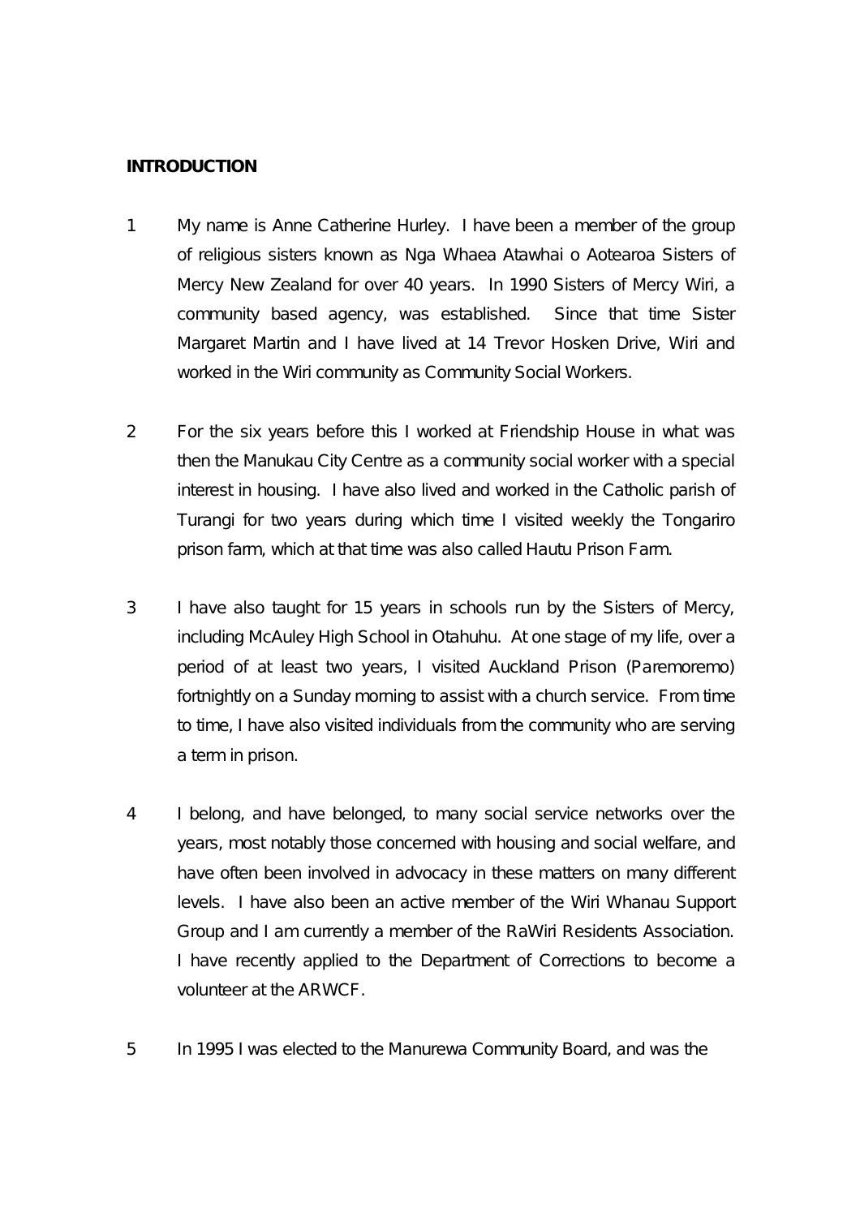## INTRODUCTION

1 My name is Anne Catherine Hurley. I have been a member of the group of religious sisters known as Nga Whaea Atawhai o Aotearoa Sisters of Mercy New Zealand for over 40 years. In 1990 Sisters of Mercy Wiri, a community based agency, was established. Since that time Sister Margaret Martin and I have lived at 14 Trevor Hosken Drive, Wiri and worked in the Wiri community as Community Social Workers.

2 For the six years before this I worked at Friendship House in what was then the Manukau City Centre as a community social worker with a special interest in housing. I have also lived and worked in the Catholic parish of Turangi for two years during which time I visited weekly the Tongariro prison farm, which at that time was also called Hautu Prison Farm.

3 I have also taught for 15 years in schools run by the Sisters of Mercy, including McAuley High School in Otahuhu. At one stage of my life, over a period of at least two years, I visited Auckland Prison (Paremoremo) fortnightly on a Sunday morning to assist with a church service. From time to time, I have also visited individuals from the community who are serving a term in prison.

4 I belong, and have belonged, to many social service networks over the years, most notably those concerned with housing and social welfare, and have often been involved in advocacy in these matters on many different levels. I have also been an active member of the Wiri Whanau Support Group and I am currently a member of the RaWiri Residents Association. I have recently applied to the Department of Corrections to become a volunteer at the ARWCF.

5 In 1995 I was elected to the Manurewa Community Board, and was the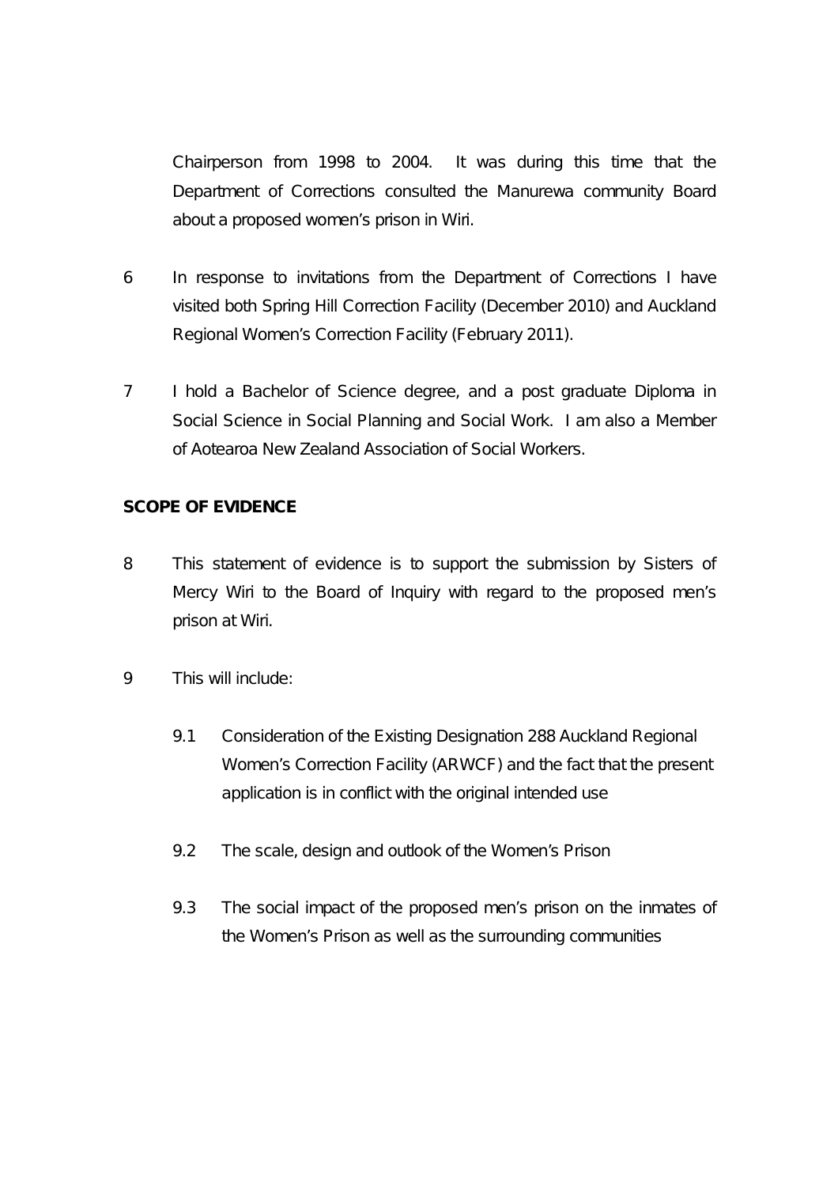Chairperson from 1998 to 2004. It was during this time that the Department of Corrections consulted the Manurewa community Board about a proposed women's prison in Wiri.

6 In response to invitations from the Department of Corrections I have visited both Spring Hill Correction Facility (December 2010) and Auckland Regional Women's Correction Facility (February 2011).

7 I hold a Bachelor of Science degree, and a post graduate Diploma in Social Science in Social Planning and Social Work. I am also a Member of Aotearoa New Zealand Association of Social Workers.

**SCOPE OF EVIDENCE**

8 This statement of evidence is to support the submission by Sisters of Mercy Wiri to the Board of Inquiry with regard to the proposed men's prison at Wiri.

9 This will include:

9.1 Consideration of the Existing Designation 288 Auckland Regional Women's Correction Facility (ARWCF) and the fact that the present application is in conflict with the original intended use

9.2 The scale, design and outlook of the Women's Prison

9.3 The social impact of the proposed men's prison on the inmates of the Women's Prison as well as the surrounding communities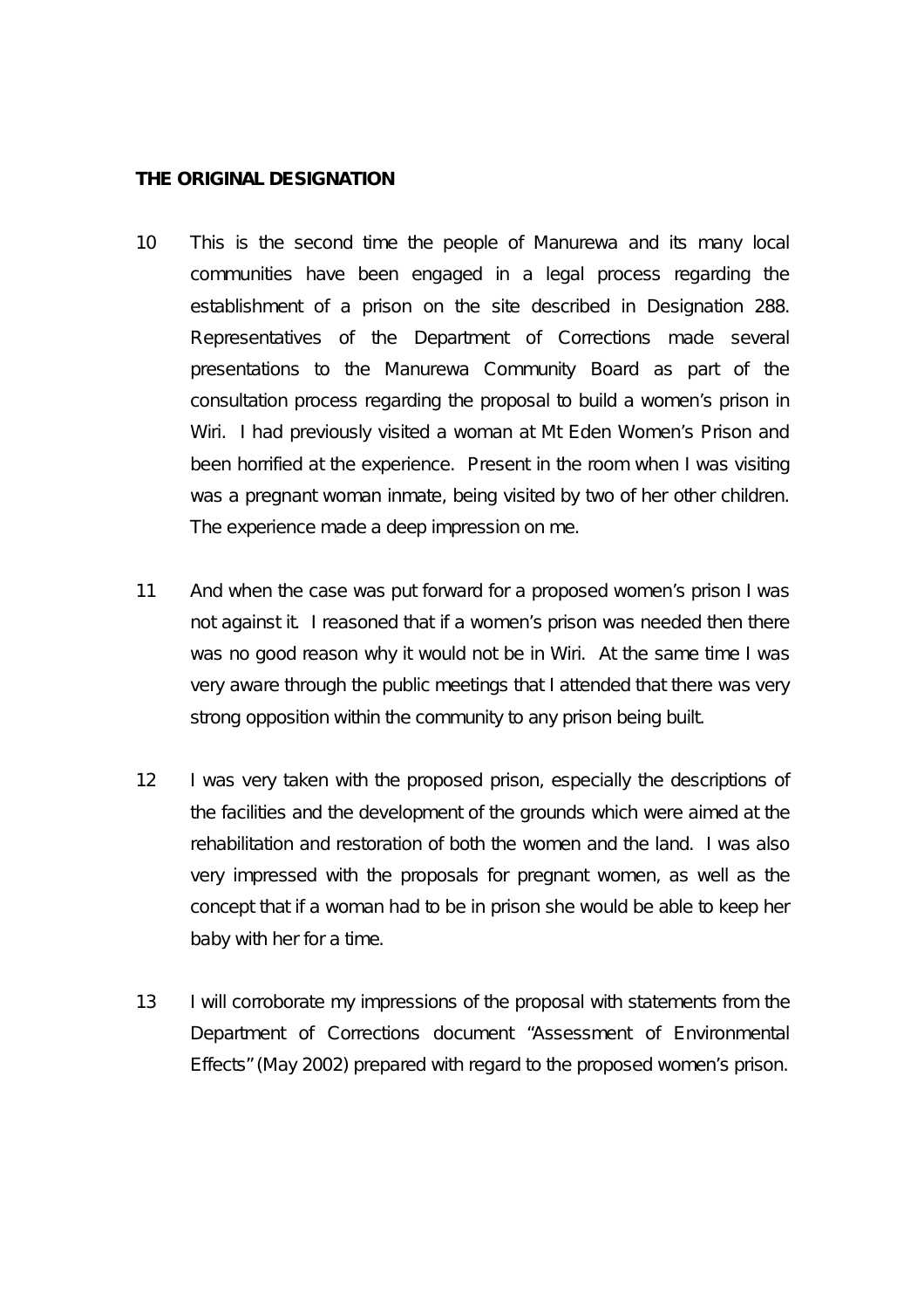**THE ORIGINAL DESIGNATION**

10 This is the second time the people of Manurewa and its many local communities have been engaged in a legal process regarding the establishment of a prison on the site described in Designation 288. Representatives of the Department of Corrections made several presentations to the Manurewa Community Board as part of the consultation process regarding the proposal to build a women's prison in Wiri. I had previously visited a woman at Mt Eden Women's Prison and been horrified at the experience. Present in the room when I was visiting was a pregnant woman inmate, being visited by two of her other children. The experience made a deep impression on me.

11 And when the case was put forward for a proposed women's prison I was not against it. I reasoned that if a women's prison was needed then there was no good reason why it would not be in Wiri. At the same time I was very aware through the public meetings that I attended that there was very strong opposition within the community to any prison being built.

12 I was very taken with the proposed prison, especially the descriptions of the facilities and the development of the grounds which were aimed at the rehabilitation and restoration of both the women and the land. I was also very impressed with the proposals for pregnant women, as well as the concept that if a woman had to be in prison she would be able to keep her baby with her for a time.

13 I will corroborate my impressions of the proposal with statements from the Department of Corrections document "Assessment of Environmental Effects" (May 2002) prepared with regard to the proposed women's prison.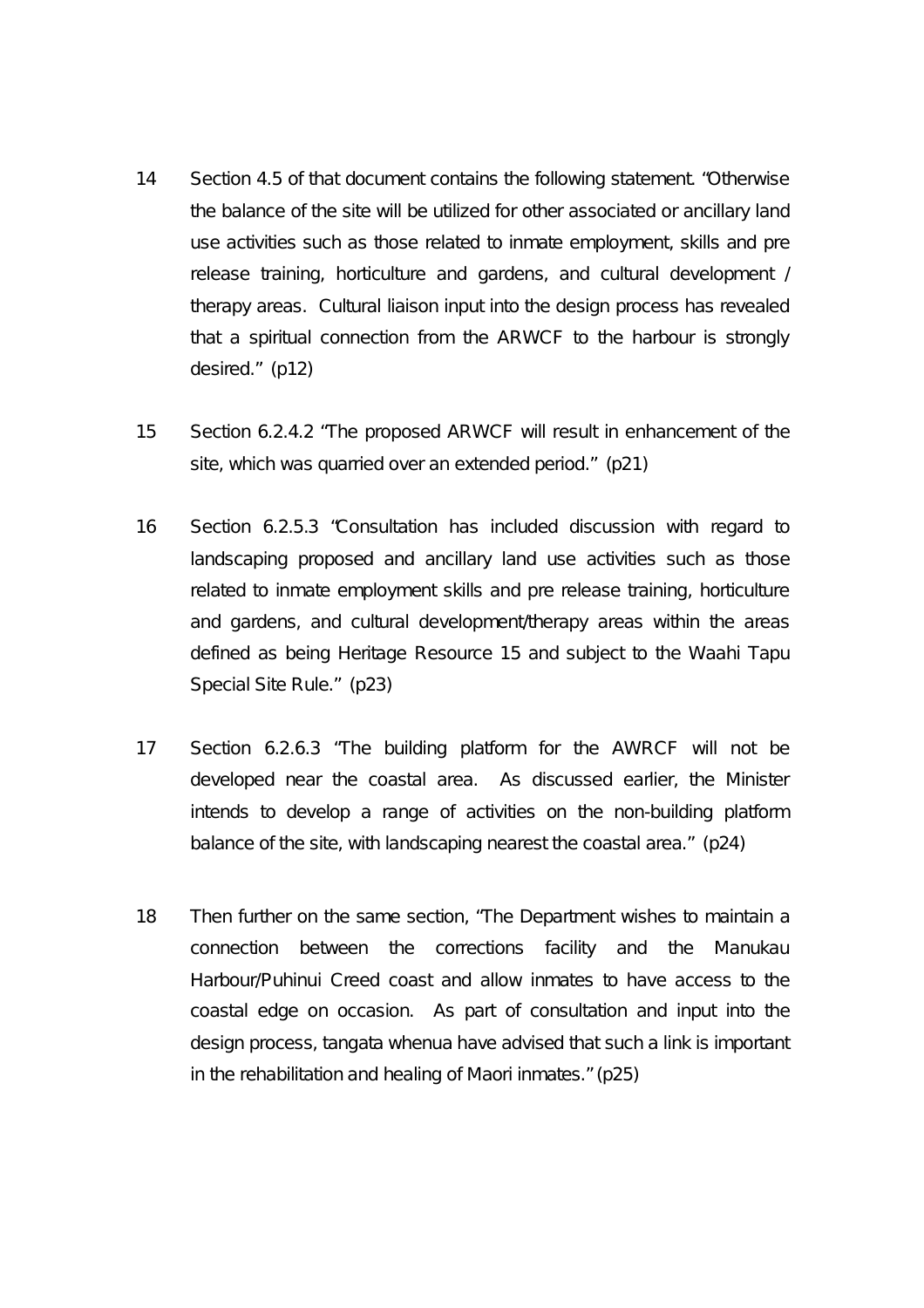14 Section 4.5 of that document contains the following statement. "Otherwise the balance of the site will be utilized for other associated or ancillary land use activities such as those related to inmate employment, skills and pre release training, horticulture and gardens, and cultural development / therapy areas. Cultural liaison input into the design process has revealed that a spiritual connection from the ARWCF to the harbour is strongly desired." (p12)

15 Section 6.2.4.2 "The proposed ARWCF will result in enhancement of the site, which was quarried over an extended period." (p21)

16 Section 6.2.5.3 "Consultation has included discussion with regard to landscaping proposed and ancillary land use activities such as those related to inmate employment skills and pre release training, horticulture and gardens, and cultural development/therapy areas within the areas defined as being Heritage Resource 15 and subject to the Waahi Tapu Special Site Rule." (p23)

17 Section 6.2.6.3 "The building platform for the AWRCF will not be developed near the coastal area. As discussed earlier, the Minister intends to develop a range of activities on the non-building platform balance of the site, with landscaping nearest the coastal area." (p24)

18 Then further on the same section, "The Department wishes to maintain a connection between the corrections facility and the Manukau Harbour/Puhinui Creed coast and allow inmates to have access to the coastal edge on occasion. As part of consultation and input into the design process, tangata whenua have advised that such a link is important in the rehabilitation and healing of Maori inmates." (p25)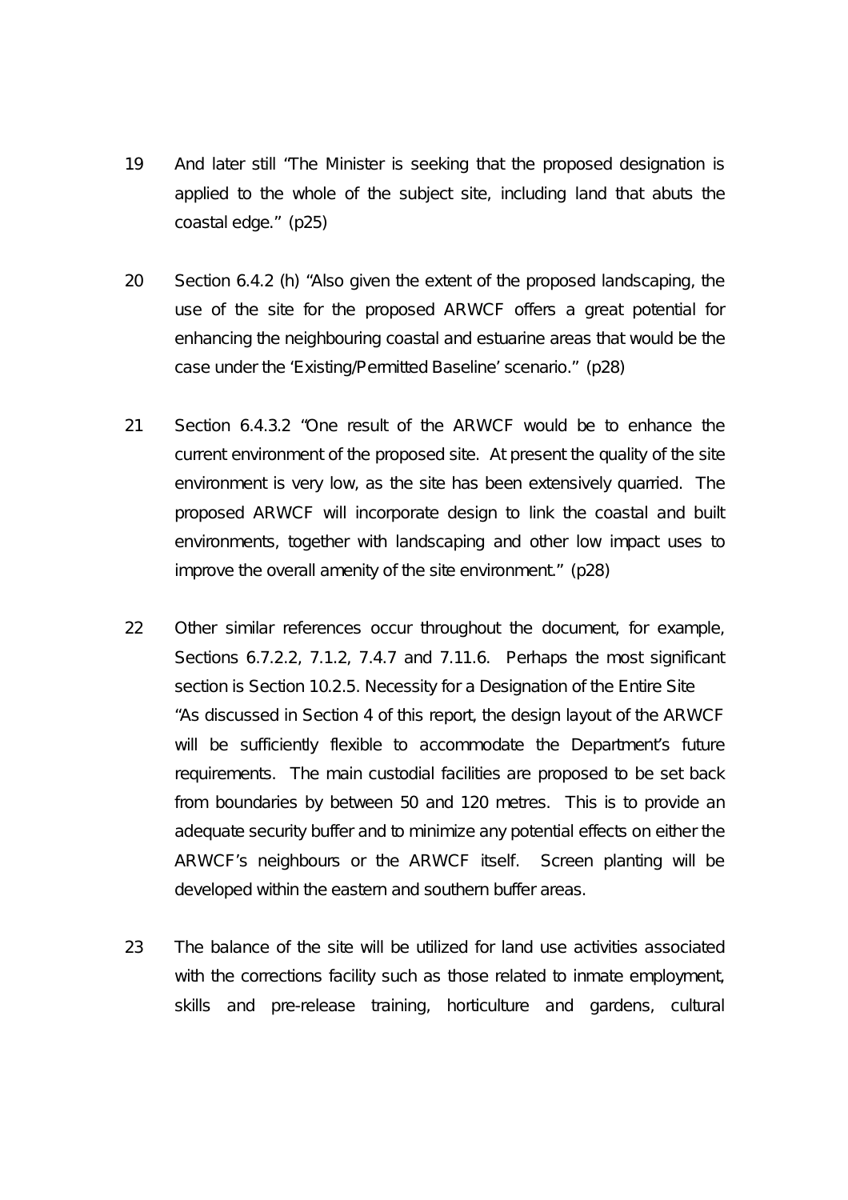19 And later still "The Minister is seeking that the proposed designation is applied to the whole of the subject site, including land that abuts the coastal edge." (p25)

20 Section 6.4.2 (h) "Also given the extent of the proposed landscaping, the use of the site for the proposed ARWCF offers a great potential for enhancing the neighbouring coastal and estuarine areas that would be the case under the 'Existing/Permitted Baseline' scenario." (p28)

21 Section 6.4.3.2 "One result of the ARWCF would be to enhance the current environment of the proposed site. At present the quality of the site environment is very low, as the site has been extensively quarried. The proposed ARWCF will incorporate design to link the coastal and built environments, together with landscaping and other low impact uses to improve the overall amenity of the site environment." (p28)

22 Other similar references occur throughout the document, for example, Sections 6.7.2.2, 7.1.2, 7.4.7 and 7.11.6. Perhaps the most significant section is Section 10.2.5. Necessity for a Designation of the Entire Site "As discussed in Section 4 of this report, the design layout of the ARWCF will be sufficiently flexible to accommodate the Department's future requirements. The main custodial facilities are proposed to be set back from boundaries by between 50 and 120 metres. This is to provide an adequate security buffer and to minimize any potential effects on either the ARWCF's neighbours or the ARWCF itself. Screen planting will be developed within the eastern and southern buffer areas.

23 The balance of the site will be utilized for land use activities associated with the corrections facility such as those related to inmate employment, skills and pre-release training, horticulture and gardens, cultural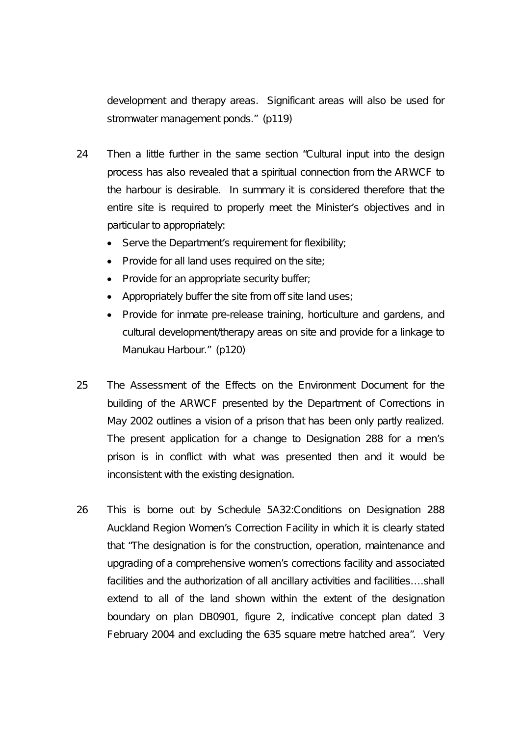development and therapy areas. Significant areas will also be used for stromwater management ponds." (p119)

24 Then a little further in the same section "Cultural input into the design process has also revealed that a spiritual connection from the ARWCF to the harbour is desirable. In summary it is considered therefore that the entire site is required to properly meet the Minister's objectives and in particular to appropriately:

- Serve the Department's requirement for flexibility;
- Provide for all land uses required on the site;
- Provide for an appropriate security buffer;
- Appropriately buffer the site from off site land uses;
- Provide for inmate pre-release training, horticulture and gardens, and cultural development/therapy areas on site and provide for a linkage to Manukau Harbour." (p120)

25 The Assessment of the Effects on the Environment Document for the building of the ARWCF presented by the Department of Corrections in May 2002 outlines a vision of a prison that has been only partly realized. The present application for a change to Designation 288 for a men's prison is in conflict with what was presented then and it would be inconsistent with the existing designation.

26 This is borne out by Schedule 5A32:Conditions on Designation 288 Auckland Region Women's Correction Facility in which it is clearly stated that "The designation is for the construction, operation, maintenance and upgrading of a comprehensive women's corrections facility and associated facilities and the authorization of all ancillary activities and facilities….shall extend to all of the land shown within the extent of the designation boundary on plan DB0901, figure 2, indicative concept plan dated 3 February 2004 and excluding the 635 square metre hatched area". Very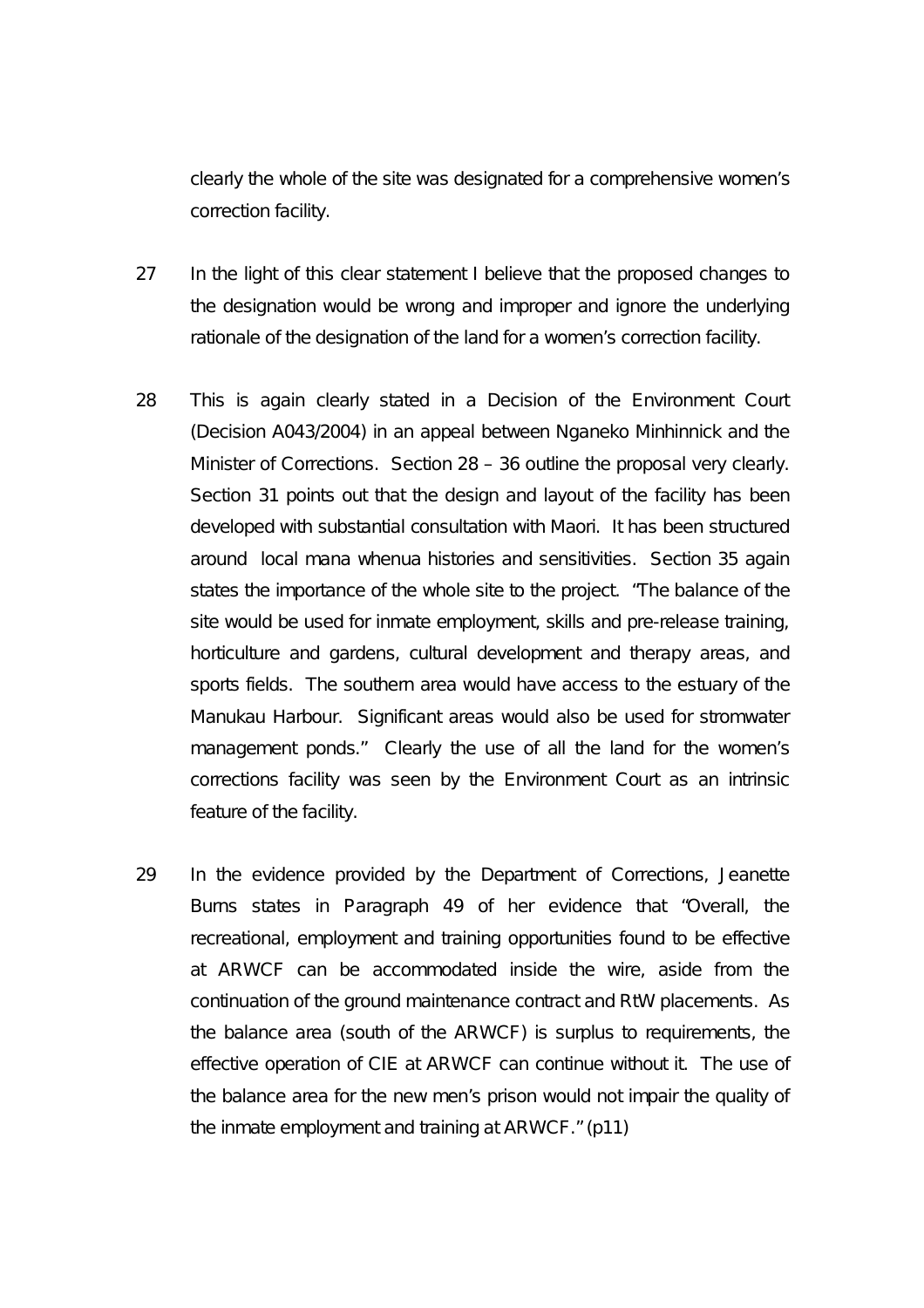clearly the whole of the site was designated for a comprehensive women's correction facility.

27 In the light of this clear statement I believe that the proposed changes to the designation would be wrong and improper and ignore the underlying rationale of the designation of the land for a women's correction facility.

28 This is again clearly stated in a Decision of the Environment Court (Decision A043/2004) in an appeal between Nganeko Minhinnick and the Minister of Corrections. Section 28 – 36 outline the proposal very clearly. Section 31 points out that the design and layout of the facility has been developed with substantial consultation with Maori. It has been structured around local mana whenua histories and sensitivities. Section 35 again states the importance of the whole site to the project. "The balance of the site would be used for inmate employment, skills and pre-release training, horticulture and gardens, cultural development and therapy areas, and sports fields. The southern area would have access to the estuary of the Manukau Harbour. Significant areas would also be used for stromwater management ponds." Clearly the use of all the land for the women's corrections facility was seen by the Environment Court as an intrinsic feature of the facility.

29 In the evidence provided by the Department of Corrections, Jeanette Burns states in Paragraph 49 of her evidence that "Overall, the recreational, employment and training opportunities found to be effective at ARWCF can be accommodated inside the wire, aside from the continuation of the ground maintenance contract and RtW placements. As the balance area (south of the ARWCF) is surplus to requirements, the effective operation of CIE at ARWCF can continue without it. The use of the balance area for the new men's prison would not impair the quality of the inmate employment and training at ARWCF." (p11)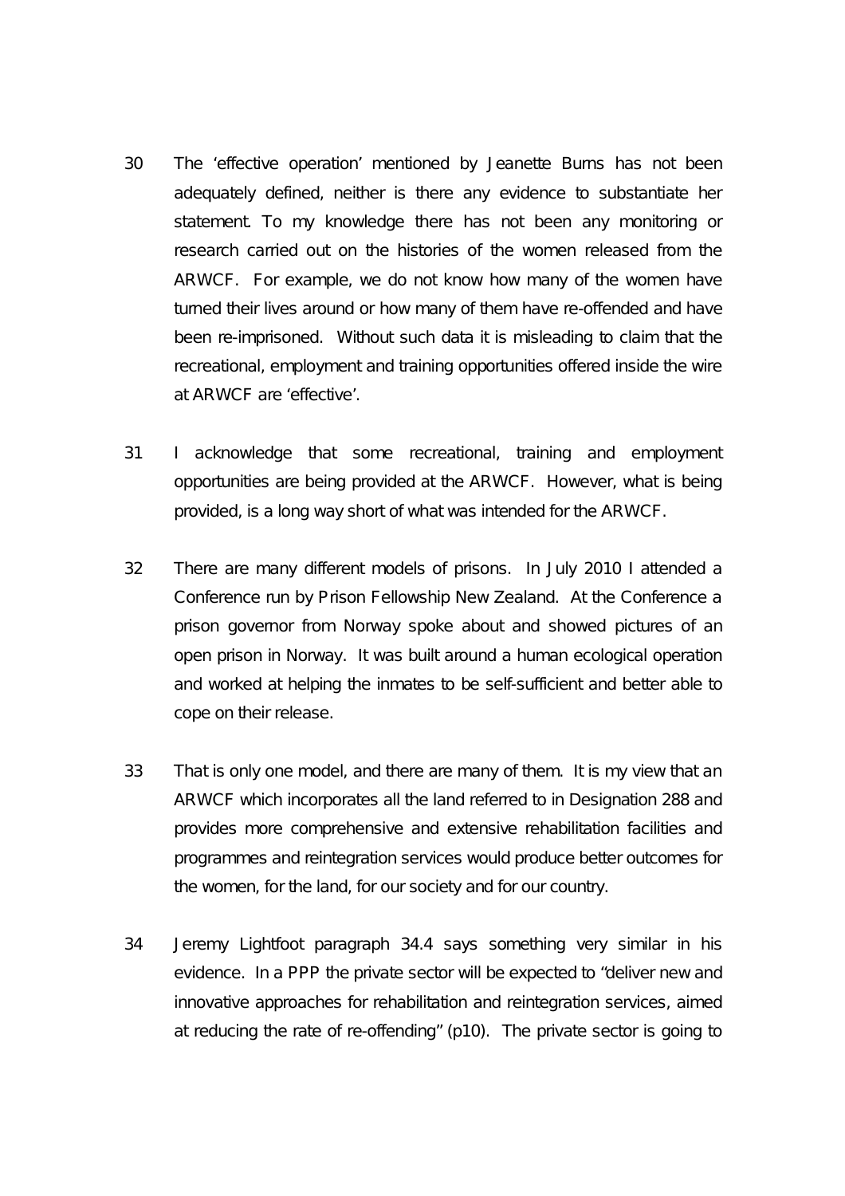30 The 'effective operation' mentioned by Jeanette Burns has not been adequately defined, neither is there any evidence to substantiate her statement. To my knowledge there has not been any monitoring or research carried out on the histories of the women released from the ARWCF. For example, we do not know how many of the women have turned their lives around or how many of them have re-offended and have been re-imprisoned. Without such data it is misleading to claim that the recreational, employment and training opportunities offered inside the wire at ARWCF are 'effective'.

31 I acknowledge that some recreational, training and employment opportunities are being provided at the ARWCF. However, what is being provided, is a long way short of what was intended for the ARWCF.

32 There are many different models of prisons. In July 2010 I attended a Conference run by Prison Fellowship New Zealand. At the Conference a prison governor from Norway spoke about and showed pictures of an open prison in Norway. It was built around a human ecological operation and worked at helping the inmates to be self-sufficient and better able to cope on their release.

33 That is only one model, and there are many of them. It is my view that an ARWCF which incorporates all the land referred to in Designation 288 and provides more comprehensive and extensive rehabilitation facilities and programmes and reintegration services would produce better outcomes for the women, for the land, for our society and for our country.

34 Jeremy Lightfoot paragraph 34.4 says something very similar in his evidence. In a PPP the private sector will be expected to "deliver new and innovative approaches for rehabilitation and reintegration services, aimed at reducing the rate of re-offending" (p10). The private sector is going to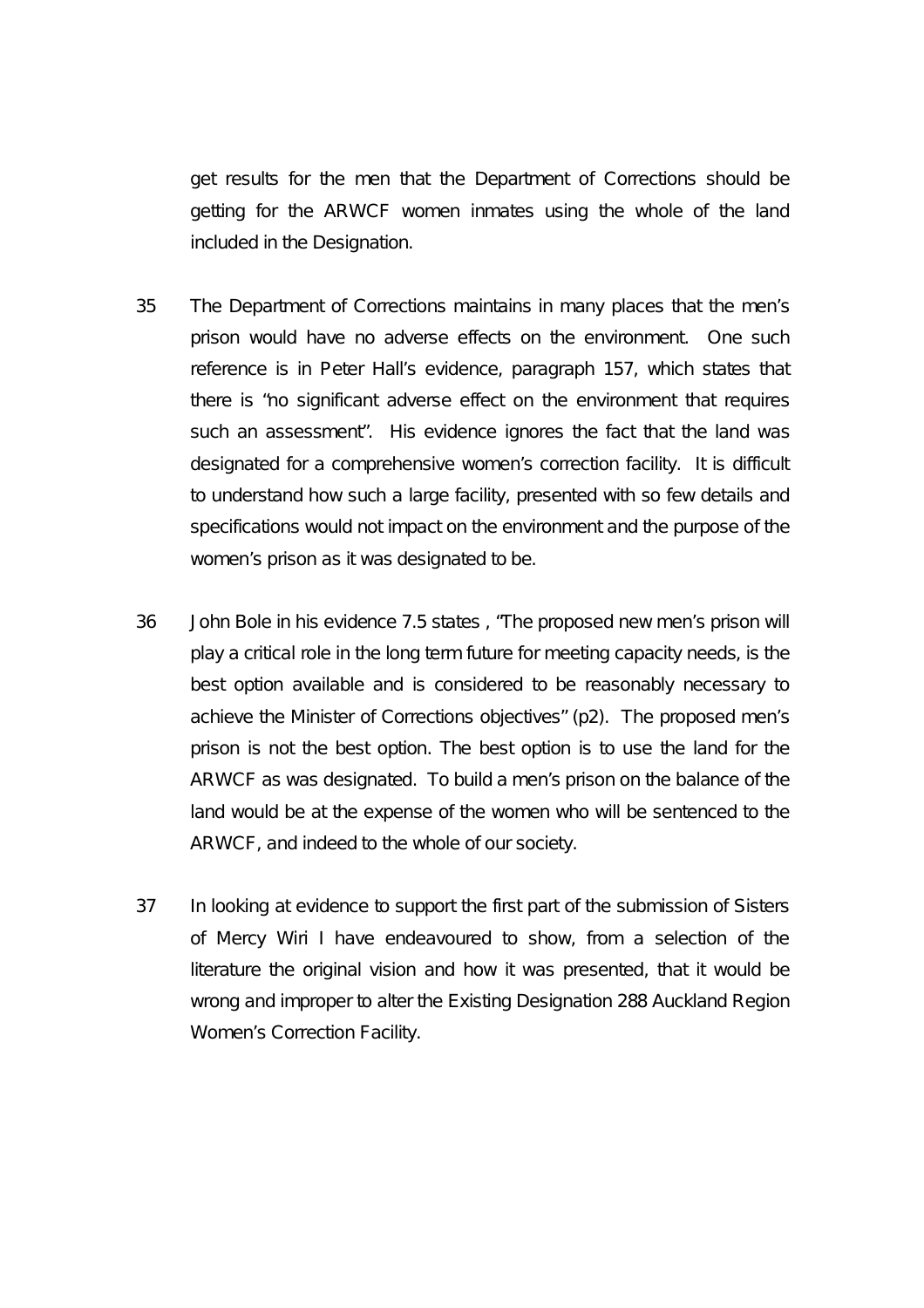get results for the men that the Department of Corrections should be getting for the ARWCF women inmates using the whole of the land included in the Designation.

35 The Department of Corrections maintains in many places that the men's prison would have no adverse effects on the environment. One such reference is in Peter Hall's evidence, paragraph 157, which states that there is "no significant adverse effect on the environment that requires such an assessment". His evidence ignores the fact that the land was designated for a comprehensive women's correction facility. It is difficult to understand how such a large facility, presented with so few details and specifications would not impact on the environment and the purpose of the women's prison as it was designated to be.

36 John Bole in his evidence 7.5 states , "The proposed new men's prison will play a critical role in the long term future for meeting capacity needs, is the best option available and is considered to be reasonably necessary to achieve the Minister of Corrections objectives" (p2). The proposed men's prison is not the best option. The best option is to use the land for the ARWCF as was designated. To build a men's prison on the balance of the land would be at the expense of the women who will be sentenced to the ARWCF, and indeed to the whole of our society.

37 In looking at evidence to support the first part of the submission of Sisters of Mercy Wiri I have endeavoured to show, from a selection of the literature the original vision and how it was presented, that it would be wrong and improper to alter the Existing Designation 288 Auckland Region Women's Correction Facility.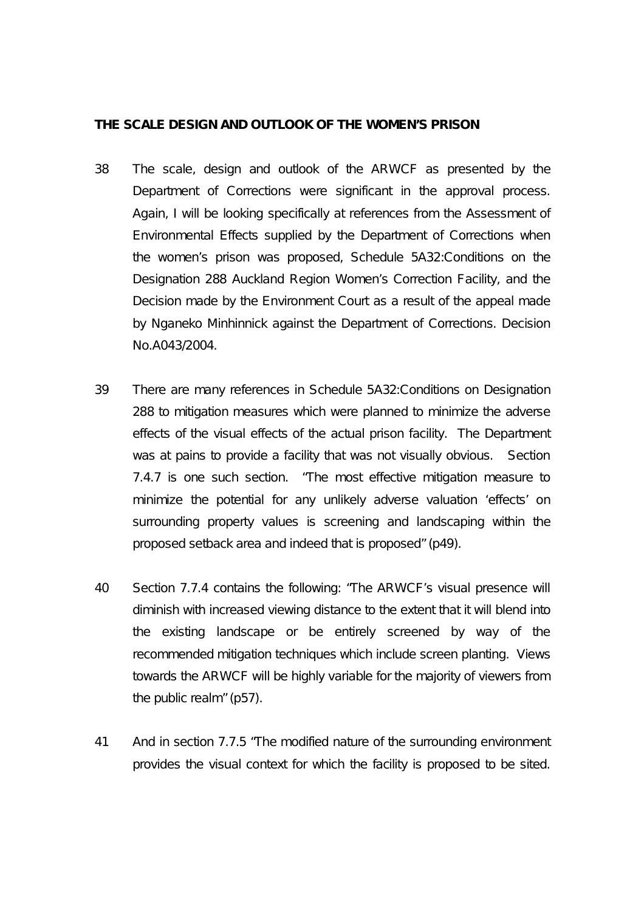**THE SCALE DESIGN AND OUTLOOK OF THE WOMEN'S PRISON**

38 The scale, design and outlook of the ARWCF as presented by the Department of Corrections were significant in the approval process. Again, I will be looking specifically at references from the Assessment of Environmental Effects supplied by the Department of Corrections when the women's prison was proposed, Schedule 5A32:Conditions on the Designation 288 Auckland Region Women's Correction Facility, and the Decision made by the Environment Court as a result of the appeal made by Nganeko Minhinnick against the Department of Corrections. Decision No.A043/2004.

39 There are many references in Schedule 5A32:Conditions on Designation 288 to mitigation measures which were planned to minimize the adverse effects of the visual effects of the actual prison facility. The Department was at pains to provide a facility that was not visually obvious. Section 7.4.7 is one such section. "The most effective mitigation measure to minimize the potential for any unlikely adverse valuation 'effects' on surrounding property values is screening and landscaping within the proposed setback area and indeed that is proposed" (p49).

40 Section 7.7.4 contains the following: "The ARWCF's visual presence will diminish with increased viewing distance to the extent that it will blend into the existing landscape or be entirely screened by way of the recommended mitigation techniques which include screen planting. Views towards the ARWCF will be highly variable for the majority of viewers from the public realm" (p57).

41 And in section 7.7.5 "The modified nature of the surrounding environment provides the visual context for which the facility is proposed to be sited.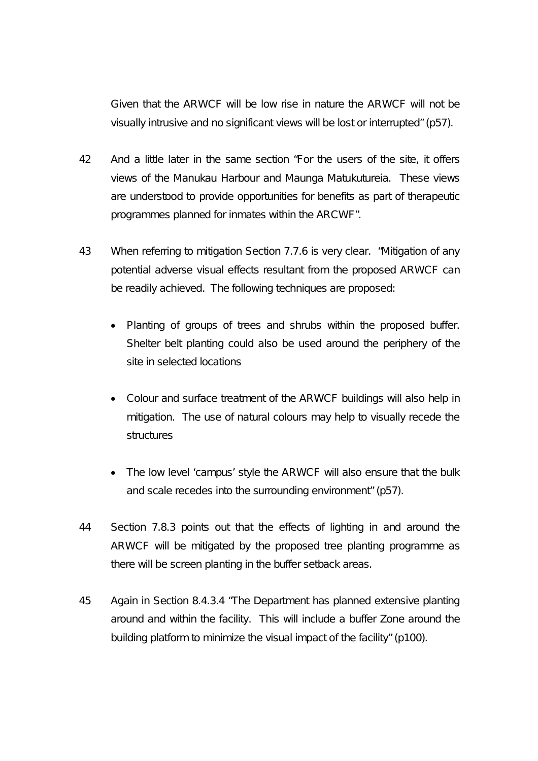Given that the ARWCF will be low rise in nature the ARWCF will not be visually intrusive and no significant views will be lost or interrupted" (p57).

42 And a little later in the same section "For the users of the site, it offers views of the Manukau Harbour and Maunga Matukutureia. These views are understood to provide opportunities for benefits as part of therapeutic programmes planned for inmates within the ARCWF".

43 When referring to mitigation Section 7.7.6 is very clear. "Mitigation of any potential adverse visual effects resultant from the proposed ARWCF can be readily achieved. The following techniques are proposed:

- Planting of groups of trees and shrubs within the proposed buffer. Shelter belt planting could also be used around the periphery of the site in selected locations

- Colour and surface treatment of the ARWCF buildings will also help in mitigation. The use of natural colours may help to visually recede the structures

- The low level 'campus' style the ARWCF will also ensure that the bulk and scale recedes into the surrounding environment" (p57).

44 Section 7.8.3 points out that the effects of lighting in and around the ARWCF will be mitigated by the proposed tree planting programme as there will be screen planting in the buffer setback areas.

45 Again in Section 8.4.3.4 "The Department has planned extensive planting around and within the facility. This will include a buffer Zone around the building platform to minimize the visual impact of the facility" (p100).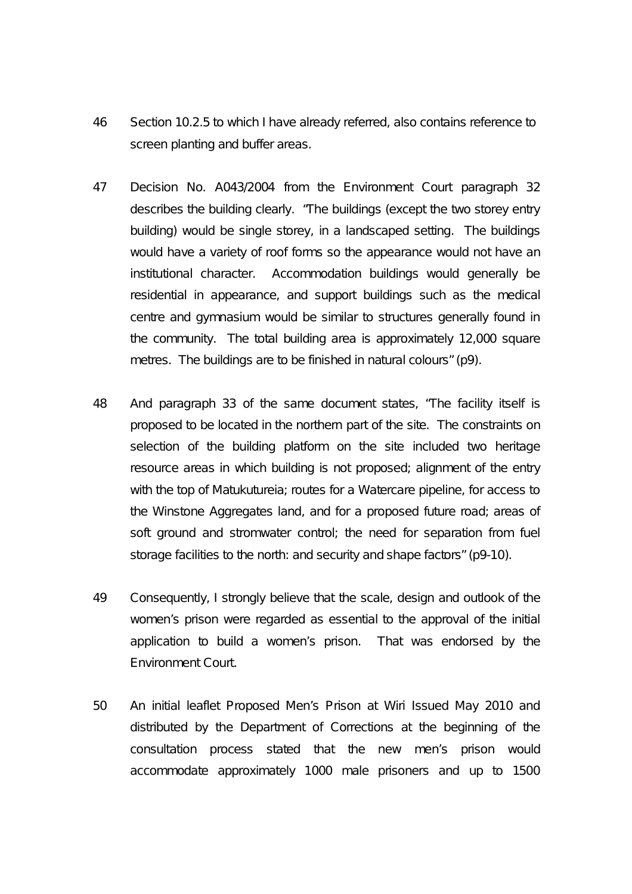46 Section 10.2.5 to which I have already referred, also contains reference to screen planting and buffer areas.

47 Decision No. A043/2004 from the Environment Court paragraph 32 describes the building clearly. "The buildings (except the two storey entry building) would be single storey, in a landscaped setting. The buildings would have a variety of roof forms so the appearance would not have an institutional character. Accommodation buildings would generally be residential in appearance, and support buildings such as the medical centre and gymnasium would be similar to structures generally found in the community. The total building area is approximately 12,000 square metres. The buildings are to be finished in natural colours" (p9).

48 And paragraph 33 of the same document states, "The facility itself is proposed to be located in the northern part of the site. The constraints on selection of the building platform on the site included two heritage resource areas in which building is not proposed; alignment of the entry with the top of Matukutureia; routes for a Watercare pipeline, for access to the Winstone Aggregates land, and for a proposed future road; areas of soft ground and stromwater control; the need for separation from fuel storage facilities to the north: and security and shape factors" (p9-10).

49 Consequently, I strongly believe that the scale, design and outlook of the women's prison were regarded as essential to the approval of the initial application to build a women's prison. That was endorsed by the Environment Court.

50 An initial leaflet Proposed Men's Prison at Wiri Issued May 2010 and distributed by the Department of Corrections at the beginning of the consultation process stated that the new men's prison would accommodate approximately 1000 male prisoners and up to 1500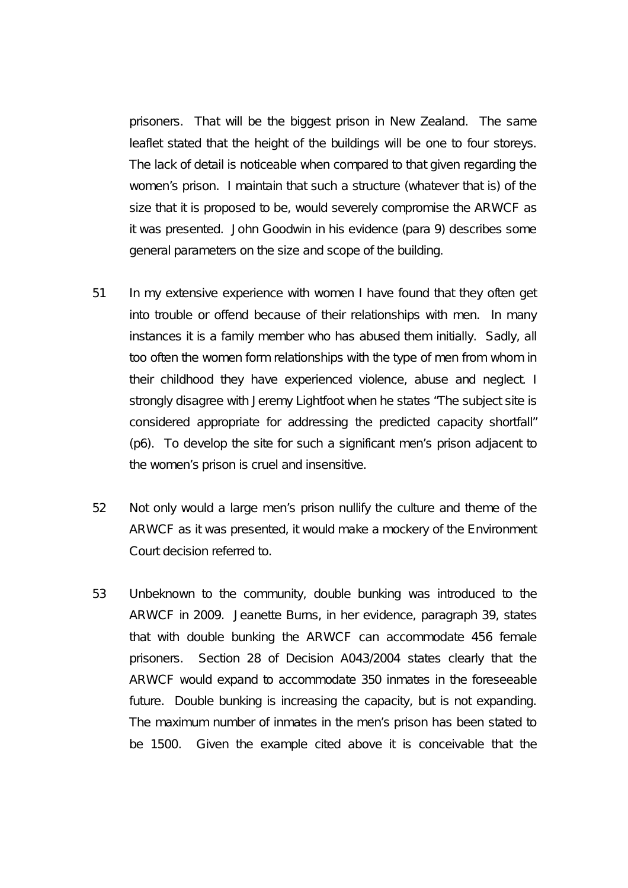prisoners. That will be the biggest prison in New Zealand. The same leaflet stated that the height of the buildings will be one to four storeys. The lack of detail is noticeable when compared to that given regarding the women's prison. I maintain that such a structure (whatever that is) of the size that it is proposed to be, would severely compromise the ARWCF as it was presented. John Goodwin in his evidence (para 9) describes some general parameters on the size and scope of the building.

51 In my extensive experience with women I have found that they often get into trouble or offend because of their relationships with men. In many instances it is a family member who has abused them initially. Sadly, all too often the women form relationships with the type of men from whom in their childhood they have experienced violence, abuse and neglect. I strongly disagree with Jeremy Lightfoot when he states "The subject site is considered appropriate for addressing the predicted capacity shortfall" (p6). To develop the site for such a significant men's prison adjacent to the women's prison is cruel and insensitive.

52 Not only would a large men's prison nullify the culture and theme of the ARWCF as it was presented, it would make a mockery of the Environment Court decision referred to.

53 Unbeknown to the community, double bunking was introduced to the ARWCF in 2009. Jeanette Burns, in her evidence, paragraph 39, states that with double bunking the ARWCF can accommodate 456 female prisoners. Section 28 of Decision A043/2004 states clearly that the ARWCF would expand to accommodate 350 inmates in the foreseeable future. Double bunking is increasing the capacity, but is not expanding. The maximum number of inmates in the men's prison has been stated to be 1500. Given the example cited above it is conceivable that the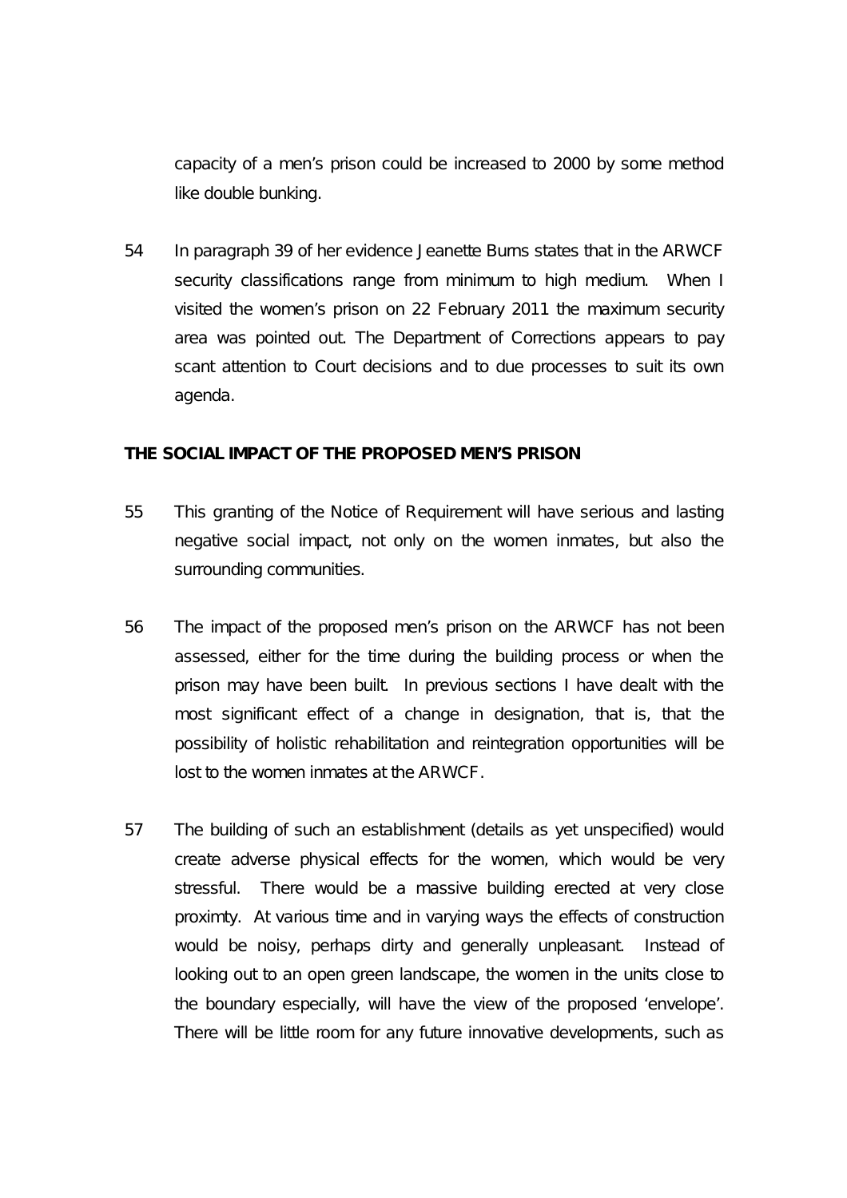capacity of a men's prison could be increased to 2000 by some method like double bunking.

54 In paragraph 39 of her evidence Jeanette Burns states that in the ARWCF security classifications range from minimum to high medium. When I visited the women's prison on 22 February 2011 the maximum security area was pointed out. The Department of Corrections appears to pay scant attention to Court decisions and to due processes to suit its own agenda.

**THE SOCIAL IMPACT OF THE PROPOSED MEN'S PRISON**

55 This granting of the Notice of Requirement will have serious and lasting negative social impact, not only on the women inmates, but also the surrounding communities.

56 The impact of the proposed men's prison on the ARWCF has not been assessed, either for the time during the building process or when the prison may have been built. In previous sections I have dealt with the most significant effect of a change in designation, that is, that the possibility of holistic rehabilitation and reintegration opportunities will be lost to the women inmates at the ARWCF.

57 The building of such an establishment (details as yet unspecified) would create adverse physical effects for the women, which would be very stressful. There would be a massive building erected at very close proximty. At various time and in varying ways the effects of construction would be noisy, perhaps dirty and generally unpleasant. Instead of looking out to an open green landscape, the women in the units close to the boundary especially, will have the view of the proposed 'envelope'. There will be little room for any future innovative developments, such as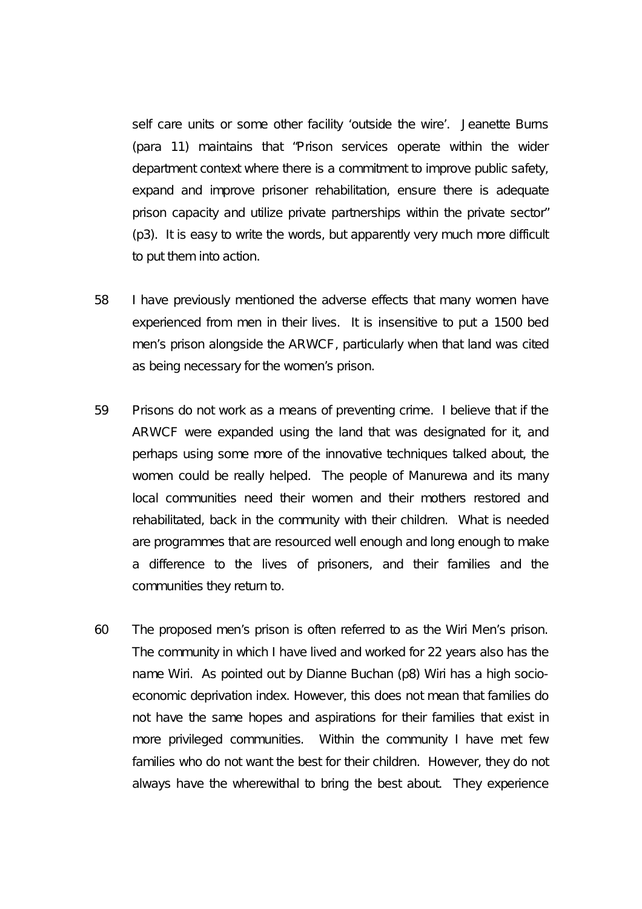self care units or some other facility 'outside the wire'. Jeanette Burns (para 11) maintains that "Prison services operate within the wider department context where there is a commitment to improve public safety, expand and improve prisoner rehabilitation, ensure there is adequate prison capacity and utilize private partnerships within the private sector" (p3). It is easy to write the words, but apparently very much more difficult to put them into action.

58 I have previously mentioned the adverse effects that many women have experienced from men in their lives. It is insensitive to put a 1500 bed men's prison alongside the ARWCF, particularly when that land was cited as being necessary for the women's prison.

59 Prisons do not work as a means of preventing crime. I believe that if the ARWCF were expanded using the land that was designated for it, and perhaps using some more of the innovative techniques talked about, the women could be really helped. The people of Manurewa and its many local communities need their women and their mothers restored and rehabilitated, back in the community with their children. What is needed are programmes that are resourced well enough and long enough to make a difference to the lives of prisoners, and their families and the communities they return to.

60 The proposed men's prison is often referred to as the Wiri Men's prison. The community in which I have lived and worked for 22 years also has the name Wiri. As pointed out by Dianne Buchan (p8) Wiri has a high socio-economic deprivation index. However, this does not mean that families do not have the same hopes and aspirations for their families that exist in more privileged communities. Within the community I have met few families who do not want the best for their children. However, they do not always have the wherewithal to bring the best about. They experience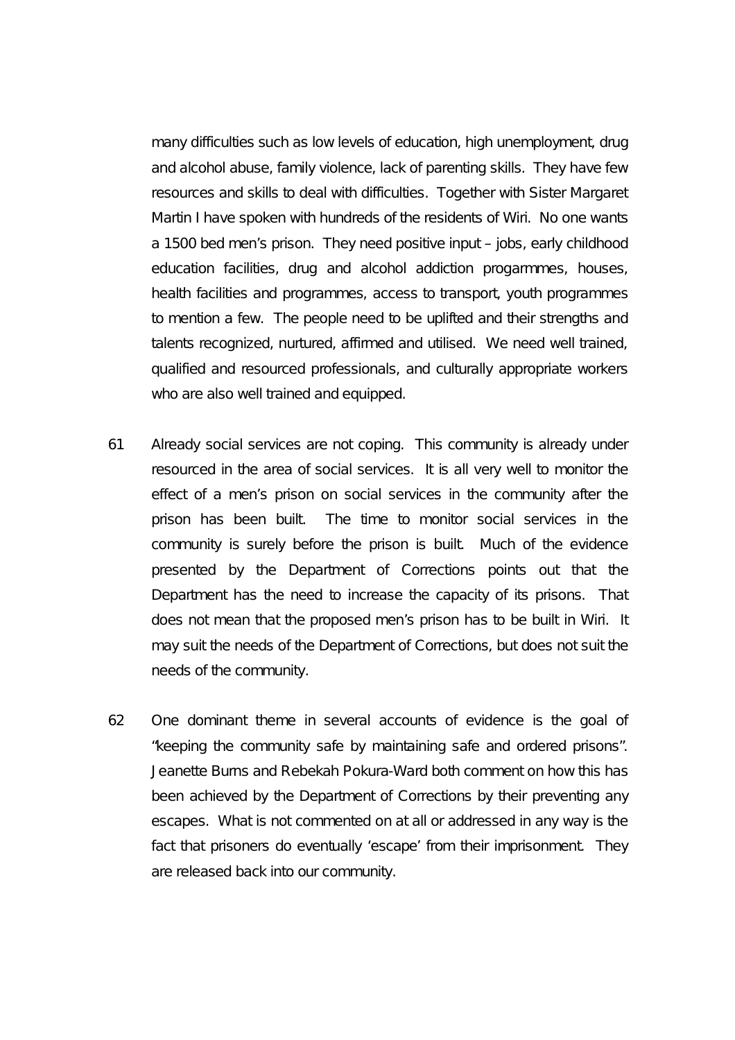many difficulties such as low levels of education, high unemployment, drug and alcohol abuse, family violence, lack of parenting skills. They have few resources and skills to deal with difficulties. Together with Sister Margaret Martin I have spoken with hundreds of the residents of Wiri. No one wants a 1500 bed men's prison. They need positive input – jobs, early childhood education facilities, drug and alcohol addiction progarmmes, houses, health facilities and programmes, access to transport, youth programmes to mention a few. The people need to be uplifted and their strengths and talents recognized, nurtured, affirmed and utilised. We need well trained, qualified and resourced professionals, and culturally appropriate workers who are also well trained and equipped.

61 Already social services are not coping. This community is already under resourced in the area of social services. It is all very well to monitor the effect of a men's prison on social services in the community after the prison has been built. The time to monitor social services in the community is surely before the prison is built. Much of the evidence presented by the Department of Corrections points out that the Department has the need to increase the capacity of its prisons. That does not mean that the proposed men's prison has to be built in Wiri. It may suit the needs of the Department of Corrections, but does not suit the needs of the community.

62 One dominant theme in several accounts of evidence is the goal of "keeping the community safe by maintaining safe and ordered prisons". Jeanette Burns and Rebekah Pokura-Ward both comment on how this has been achieved by the Department of Corrections by their preventing any escapes. What is not commented on at all or addressed in any way is the fact that prisoners do eventually 'escape' from their imprisonment. They are released back into our community.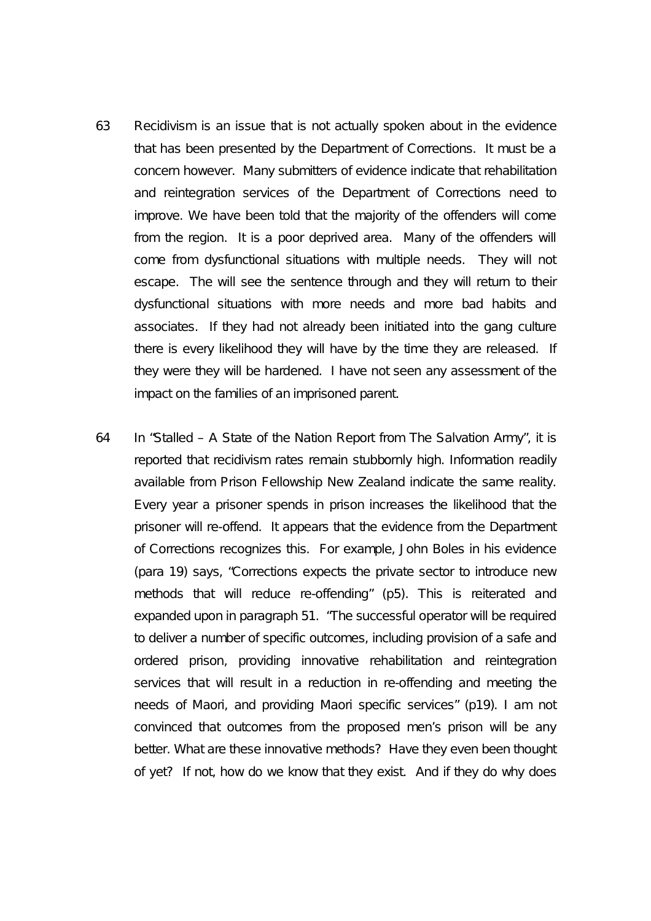63 Recidivism is an issue that is not actually spoken about in the evidence that has been presented by the Department of Corrections. It must be a concern however. Many submitters of evidence indicate that rehabilitation and reintegration services of the Department of Corrections need to improve. We have been told that the majority of the offenders will come from the region. It is a poor deprived area. Many of the offenders will come from dysfunctional situations with multiple needs. They will not escape. The will see the sentence through and they will return to their dysfunctional situations with more needs and more bad habits and associates. If they had not already been initiated into the gang culture there is every likelihood they will have by the time they are released. If they were they will be hardened. I have not seen any assessment of the impact on the families of an imprisoned parent.

64 In "Stalled – A State of the Nation Report from The Salvation Army", it is reported that recidivism rates remain stubbornly high. Information readily available from Prison Fellowship New Zealand indicate the same reality. Every year a prisoner spends in prison increases the likelihood that the prisoner will re-offend. It appears that the evidence from the Department of Corrections recognizes this. For example, John Boles in his evidence (para 19) says, "Corrections expects the private sector to introduce new methods that will reduce re-offending" (p5). This is reiterated and expanded upon in paragraph 51. "The successful operator will be required to deliver a number of specific outcomes, including provision of a safe and ordered prison, providing innovative rehabilitation and reintegration services that will result in a reduction in re-offending and meeting the needs of Maori, and providing Maori specific services" (p19). I am not convinced that outcomes from the proposed men's prison will be any better. What are these innovative methods? Have they even been thought of yet? If not, how do we know that they exist. And if they do why does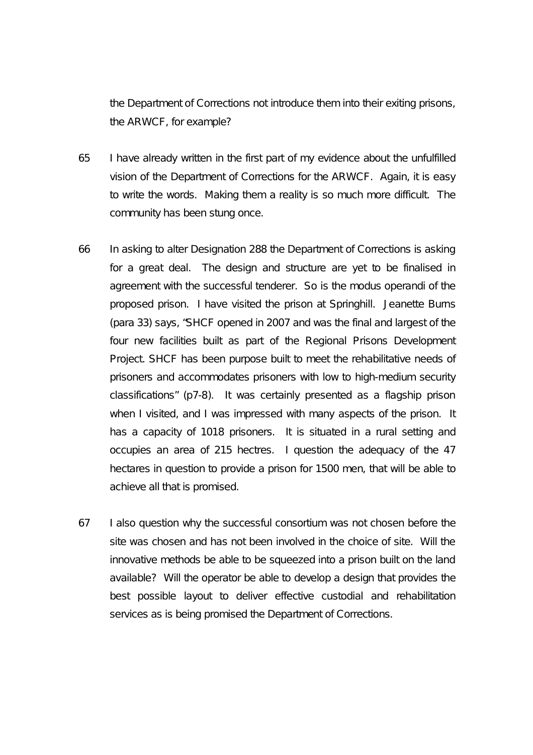the Department of Corrections not introduce them into their exiting prisons, the ARWCF, for example?

65 I have already written in the first part of my evidence about the unfulfilled vision of the Department of Corrections for the ARWCF. Again, it is easy to write the words. Making them a reality is so much more difficult. The community has been stung once.

66 In asking to alter Designation 288 the Department of Corrections is asking for a great deal. The design and structure are yet to be finalised in agreement with the successful tenderer. So is the modus operandi of the proposed prison. I have visited the prison at Springhill. Jeanette Burns (para 33) says, "SHCF opened in 2007 and was the final and largest of the four new facilities built as part of the Regional Prisons Development Project. SHCF has been purpose built to meet the rehabilitative needs of prisoners and accommodates prisoners with low to high-medium security classifications" (p7-8). It was certainly presented as a flagship prison when I visited, and I was impressed with many aspects of the prison. It has a capacity of 1018 prisoners. It is situated in a rural setting and occupies an area of 215 hectres. I question the adequacy of the 47 hectares in question to provide a prison for 1500 men, that will be able to achieve all that is promised.

67 I also question why the successful consortium was not chosen before the site was chosen and has not been involved in the choice of site. Will the innovative methods be able to be squeezed into a prison built on the land available? Will the operator be able to develop a design that provides the best possible layout to deliver effective custodial and rehabilitation services as is being promised the Department of Corrections.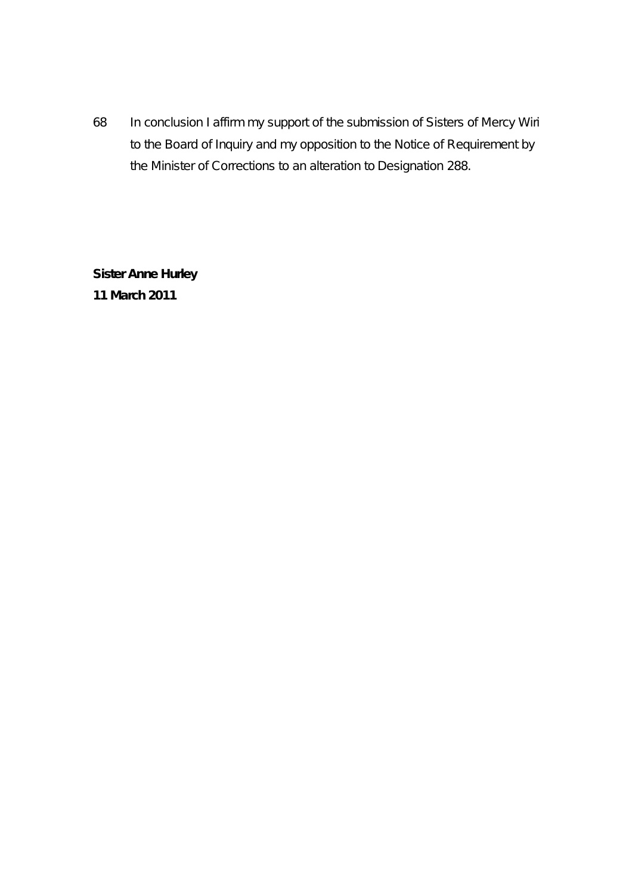68 In conclusion I affirm my support of the submission of Sisters of Mercy Wiri to the Board of Inquiry and my opposition to the Notice of Requirement by the Minister of Corrections to an alteration to Designation 288.

**Sister Anne Hurley**
**11 March 2011**